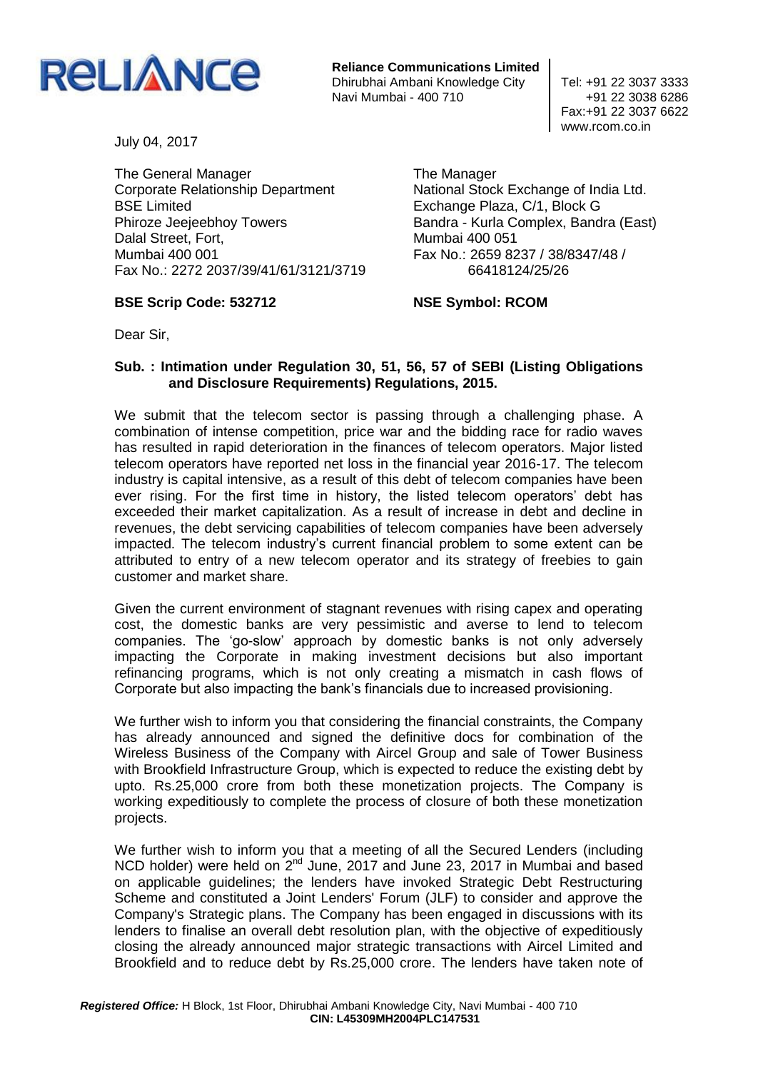**RELIANCE**

**Reliance Communications Limited**
Dhirubhai Ambani Knowledge City
Navi Mumbai - 400 710

Tel: +91 22 3037 3333
+91 22 3038 6286
Fax:+91 22 3037 6622
www.rcom.co.in

July 04, 2017

The General Manager
Corporate Relationship Department
BSE Limited
Phiroze Jeejeebhoy Towers
Dalal Street, Fort,
Mumbai 400 001
Fax No.: 2272 2037/39/41/61/3121/3719

**BSE Scrip Code: 532712**

The Manager
National Stock Exchange of India Ltd.
Exchange Plaza, C/1, Block G
Bandra - Kurla Complex, Bandra (East)
Mumbai 400 051
Fax No.: 2659 8237 / 38/8347/48 / 66418124/25/26

**NSE Symbol: RCOM**

Dear Sir,

**Sub. : Intimation under Regulation 30, 51, 56, 57 of SEBI (Listing Obligations and Disclosure Requirements) Regulations, 2015.**

We submit that the telecom sector is passing through a challenging phase. A combination of intense competition, price war and the bidding race for radio waves has resulted in rapid deterioration in the finances of telecom operators. Major listed telecom operators have reported net loss in the financial year 2016-17. The telecom industry is capital intensive, as a result of this debt of telecom companies have been ever rising. For the first time in history, the listed telecom operators' debt has exceeded their market capitalization. As a result of increase in debt and decline in revenues, the debt servicing capabilities of telecom companies have been adversely impacted. The telecom industry's current financial problem to some extent can be attributed to entry of a new telecom operator and its strategy of freebies to gain customer and market share.

Given the current environment of stagnant revenues with rising capex and operating cost, the domestic banks are very pessimistic and averse to lend to telecom companies. The 'go-slow' approach by domestic banks is not only adversely impacting the Corporate in making investment decisions but also important refinancing programs, which is not only creating a mismatch in cash flows of Corporate but also impacting the bank's financials due to increased provisioning.

We further wish to inform you that considering the financial constraints, the Company has already announced and signed the definitive docs for combination of the Wireless Business of the Company with Aircel Group and sale of Tower Business with Brookfield Infrastructure Group, which is expected to reduce the existing debt by upto. Rs.25,000 crore from both these monetization projects. The Company is working expeditiously to complete the process of closure of both these monetization projects.

We further wish to inform you that a meeting of all the Secured Lenders (including NCD holder) were held on 2nd June, 2017 and June 23, 2017 in Mumbai and based on applicable guidelines; the lenders have invoked Strategic Debt Restructuring Scheme and constituted a Joint Lenders' Forum (JLF) to consider and approve the Company's Strategic plans. The Company has been engaged in discussions with its lenders to finalise an overall debt resolution plan, with the objective of expeditiously closing the already announced major strategic transactions with Aircel Limited and Brookfield and to reduce debt by Rs.25,000 crore. The lenders have taken note of

*Registered Office:* H Block, 1st Floor, Dhirubhai Ambani Knowledge City, Navi Mumbai - 400 710
**CIN: L45309MH2004PLC147531**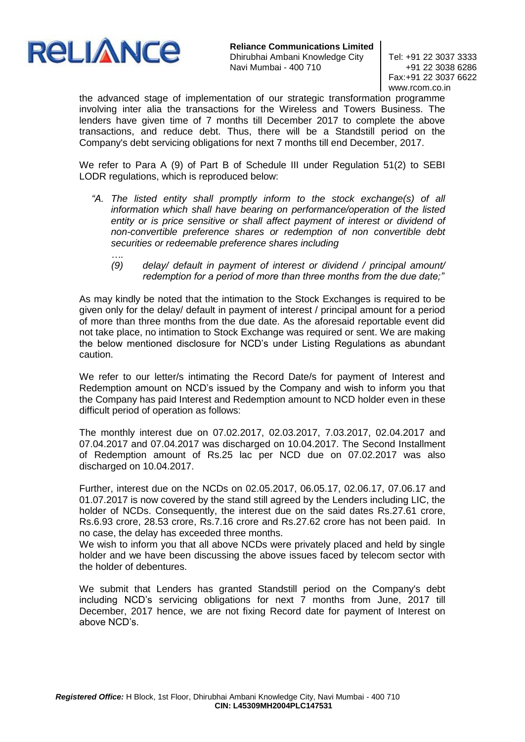the advanced stage of implementation of our strategic transformation programme involving inter alia the transactions for the Wireless and Towers Business. The lenders have given time of 7 months till December 2017 to complete the above transactions, and reduce debt. Thus, there will be a Standstill period on the Company's debt servicing obligations for next 7 months till end December, 2017.

We refer to Para A (9) of Part B of Schedule III under Regulation 51(2) to SEBI LODR regulations, which is reproduced below:

> *"A. The listed entity shall promptly inform to the stock exchange(s) of all information which shall have bearing on performance/operation of the listed entity or is price sensitive or shall affect payment of interest or dividend of non-convertible preference shares or redemption of non convertible debt securities or redeemable preference shares including*
>
> *….*
>
> *(9) delay/ default in payment of interest or dividend / principal amount/ redemption for a period of more than three months from the due date;"*

As may kindly be noted that the intimation to the Stock Exchanges is required to be given only for the delay/ default in payment of interest / principal amount for a period of more than three months from the due date. As the aforesaid reportable event did not take place, no intimation to Stock Exchange was required or sent. We are making the below mentioned disclosure for NCD's under Listing Regulations as abundant caution.

We refer to our letter/s intimating the Record Date/s for payment of Interest and Redemption amount on NCD's issued by the Company and wish to inform you that the Company has paid Interest and Redemption amount to NCD holder even in these difficult period of operation as follows:

The monthly interest due on 07.02.2017, 02.03.2017, 7.03.2017, 02.04.2017 and 07.04.2017 and 07.04.2017 was discharged on 10.04.2017. The Second Installment of Redemption amount of Rs.25 lac per NCD due on 07.02.2017 was also discharged on 10.04.2017.

Further, interest due on the NCDs on 02.05.2017, 06.05.17, 02.06.17, 07.06.17 and 01.07.2017 is now covered by the stand still agreed by the Lenders including LIC, the holder of NCDs. Consequently, the interest due on the said dates Rs.27.61 crore, Rs.6.93 crore, 28.53 crore, Rs.7.16 crore and Rs.27.62 crore has not been paid. In no case, the delay has exceeded three months.

We wish to inform you that all above NCDs were privately placed and held by single holder and we have been discussing the above issues faced by telecom sector with the holder of debentures.

We submit that Lenders has granted Standstill period on the Company's debt including NCD's servicing obligations for next 7 months from June, 2017 till December, 2017 hence, we are not fixing Record date for payment of Interest on above NCD's.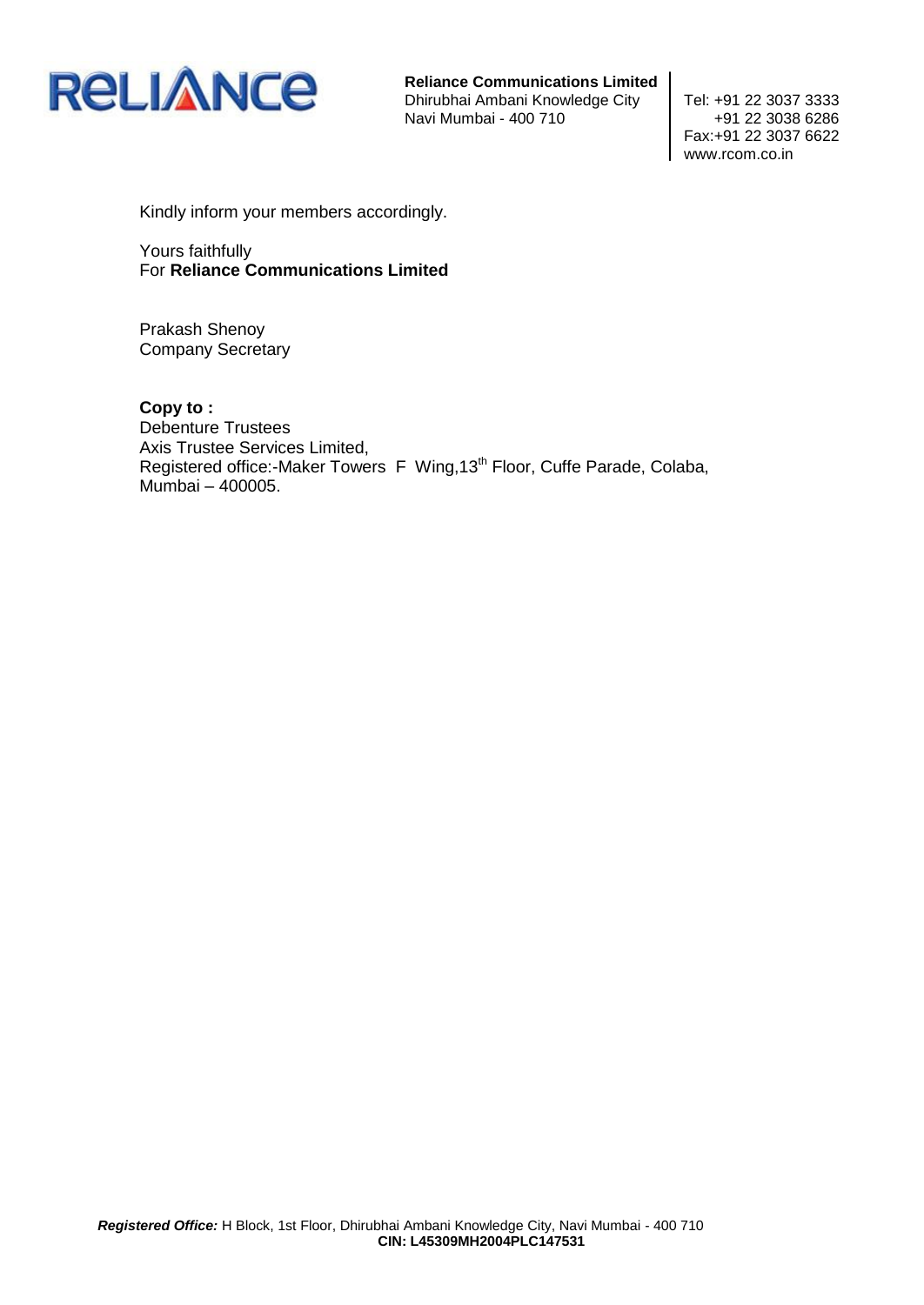Kindly inform your members accordingly.

Yours faithfully
For **Reliance Communications Limited**

Prakash Shenoy
Company Secretary

**Copy to :**
Debenture Trustees
Axis Trustee Services Limited,
Registered office:-Maker Towers F Wing,13th Floor, Cuffe Parade, Colaba, Mumbai – 400005.